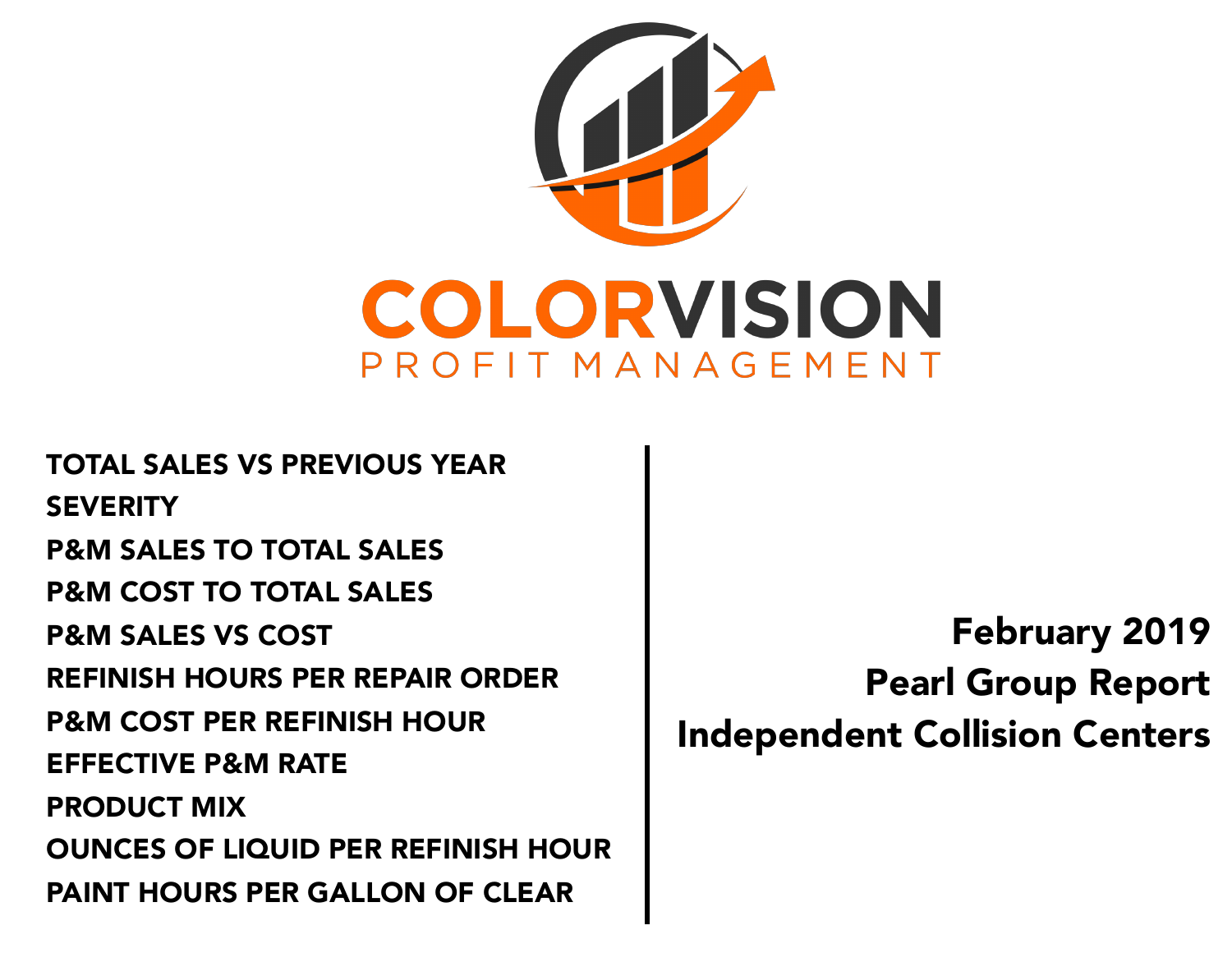# COLORVISION

PROFIT MANAGEMENT

- TOTAL SALES VS PREVIOUS YEAR
- SEVERITY
- P&M SALES TO TOTAL SALES
- P&M COST TO TOTAL SALES
- P&M SALES VS COST
- REFINISH HOURS PER REPAIR ORDER
- P&M COST PER REFINISH HOUR
- EFFECTIVE P&M RATE
- PRODUCT MIX
- OUNCES OF LIQUID PER REFINISH HOUR
- PAINT HOURS PER GALLON OF CLEAR

**February 2019**

**Pearl Group Report**

**Independent Collision Centers**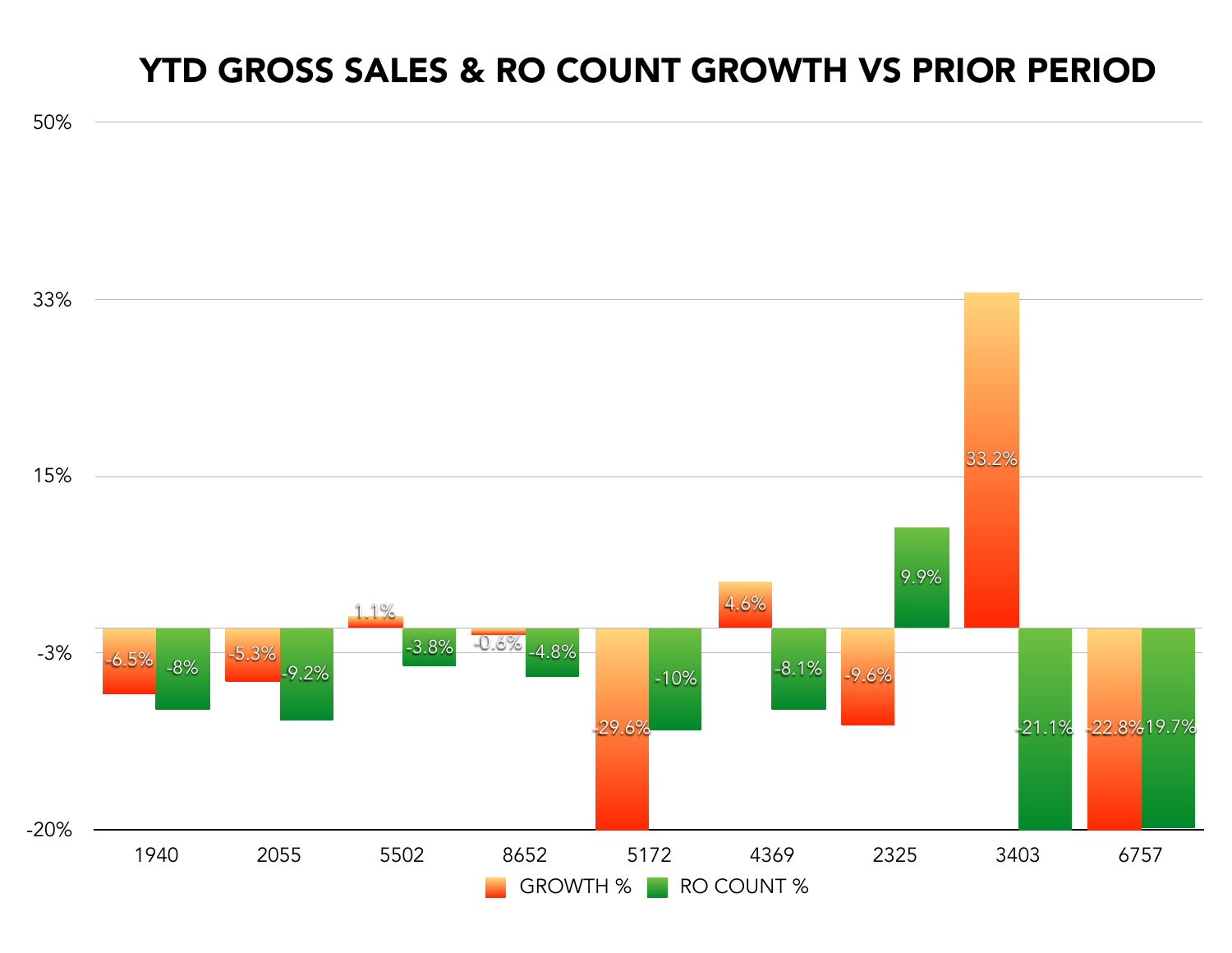# YTD GROSS SALES & RO COUNT GROWTH VS PRIOR PERIOD

| | GROWTH % | RO COUNT % |
|---|---|---|
| 1940 | -6.5% | -8% |
| 2055 | -5.3% | -9.2% |
| 5502 | 1.1% | -3.8% |
| 8652 | -0.6% | -4.8% |
| 5172 | -29.6% | -10% |
| 4369 | 4.6% | -8.1% |
| 2325 | -9.6% | 9.9% |
| 3403 | 33.2% | -21.1% |
| 6757 | -22.8% | -19.7% |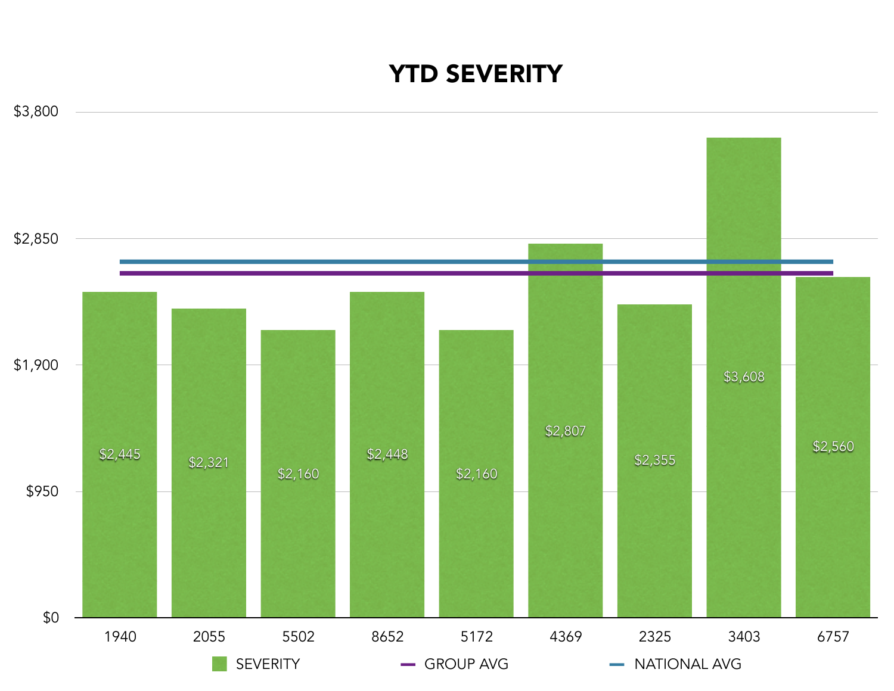## YTD SEVERITY

| | 1940 | 2055 | 5502 | 8652 | 5172 | 4369 | 2325 | 3403 | 6757 |
|---|---|---|---|---|---|---|---|---|---|
| SEVERITY | $2,445 | $2,321 | $2,160 | $2,448 | $2,160 | $2,807 | $2,355 | $3,608 | $2,560 |

SEVERITY — GROUP AVG — NATIONAL AVG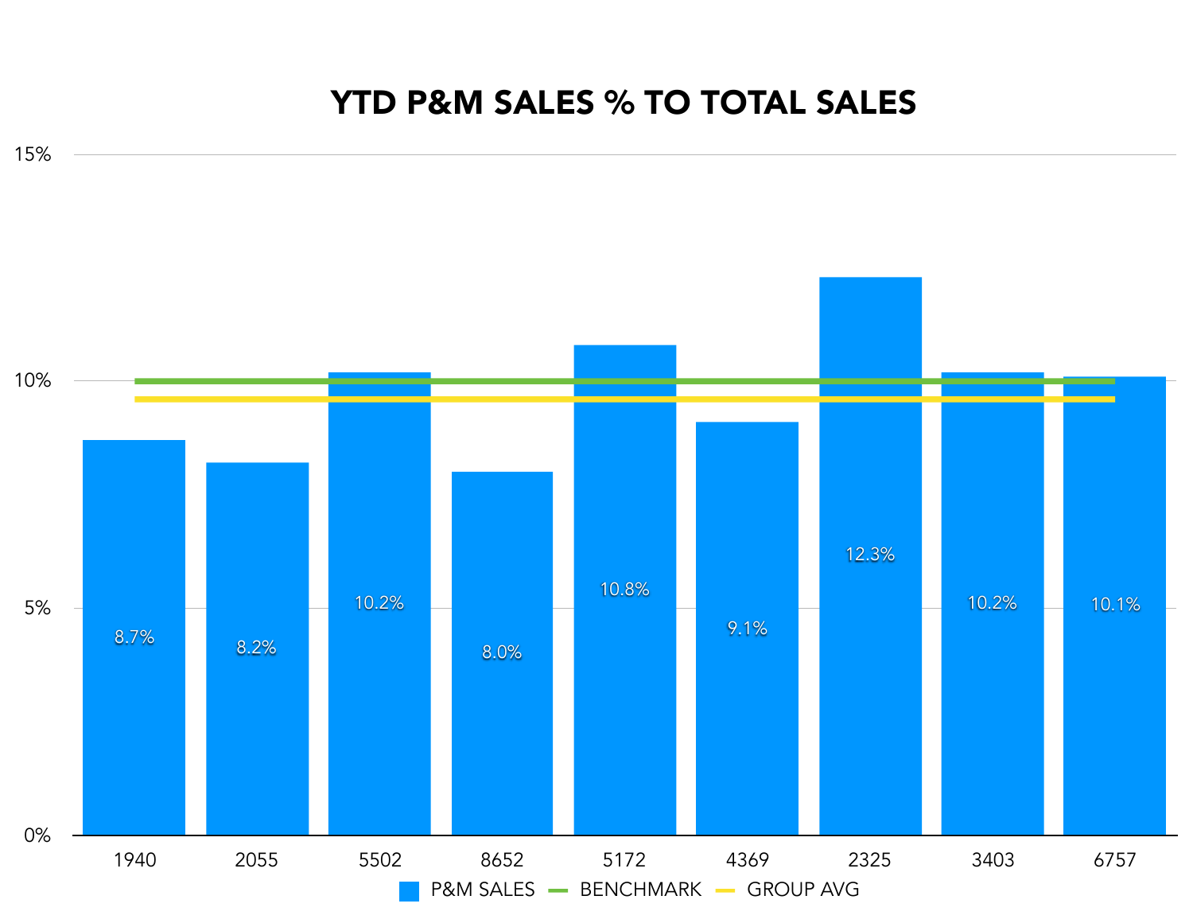# YTD P&M SALES % TO TOTAL SALES

| Store | P&M SALES |
|---|---|
| 1940 | 8.7% |
| 2055 | 8.2% |
| 5502 | 10.2% |
| 8652 | 8.0% |
| 5172 | 10.8% |
| 4369 | 9.1% |
| 2325 | 12.3% |
| 3403 | 10.2% |
| 6757 | 10.1% |

Legend: P&M SALES, BENCHMARK, GROUP AVG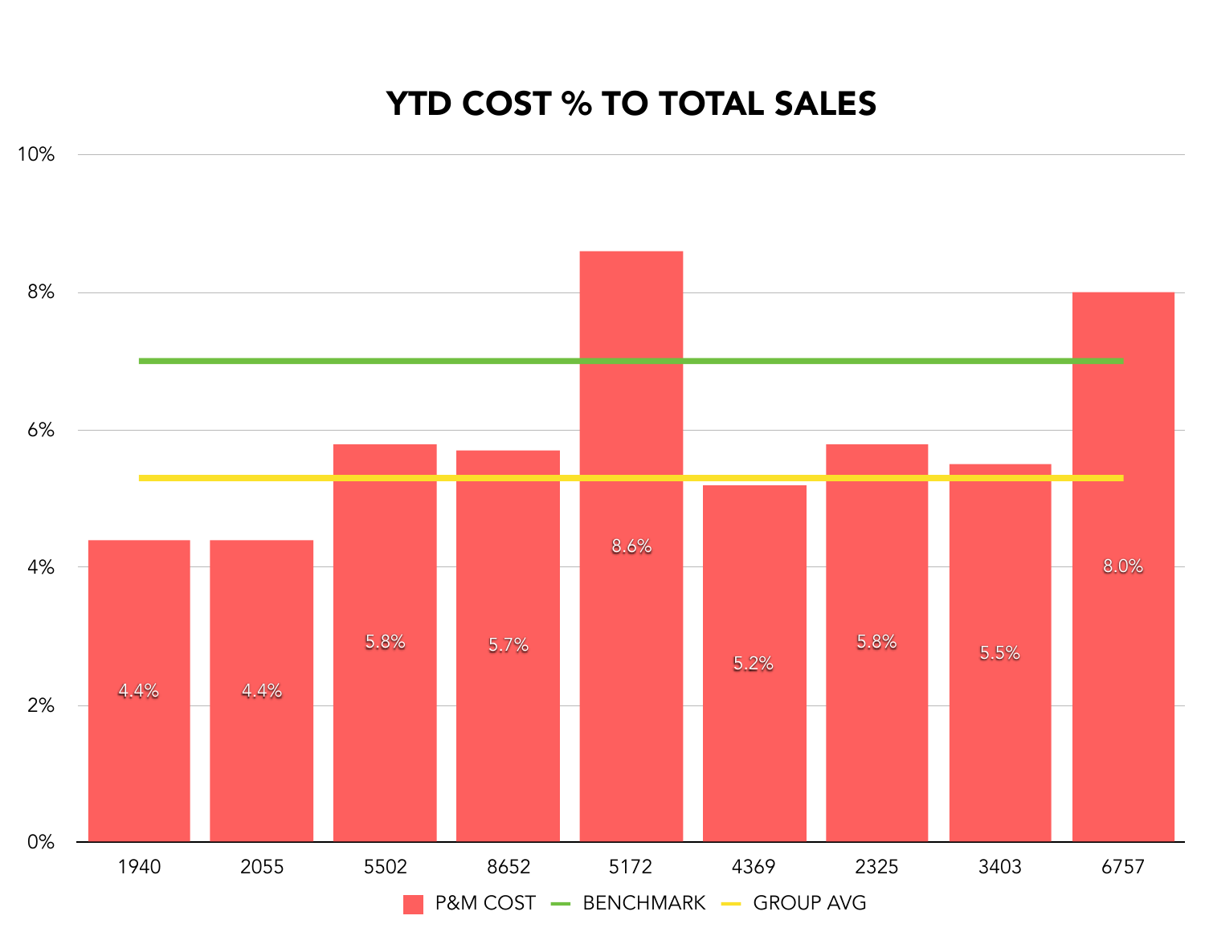# YTD COST % TO TOTAL SALES

| Store | P&M COST |
|---|---|
| 1940 | 4.4% |
| 2055 | 4.4% |
| 5502 | 5.8% |
| 8652 | 5.7% |
| 5172 | 8.6% |
| 4369 | 5.2% |
| 2325 | 5.8% |
| 3403 | 5.5% |
| 6757 | 8.0% |

Legend: P&M COST, BENCHMARK, GROUP AVG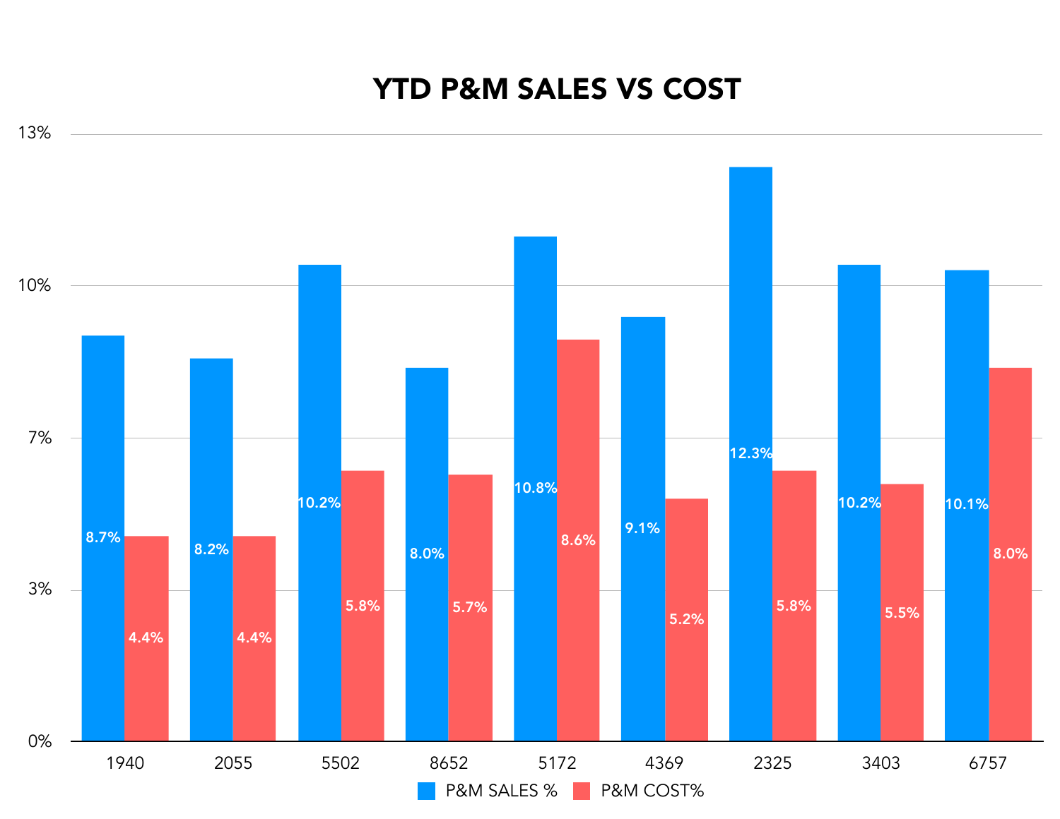# YTD P&M SALES VS COST

| Store | P&M SALES % | P&M COST% |
|---|---|---|
| 1940 | 8.7% | 4.4% |
| 2055 | 8.2% | 4.4% |
| 5502 | 10.2% | 5.8% |
| 8652 | 8.0% | 5.7% |
| 5172 | 10.8% | 8.6% |
| 4369 | 9.1% | 5.2% |
| 2325 | 12.3% | 5.8% |
| 3403 | 10.2% | 5.5% |
| 6757 | 10.1% | 8.0% |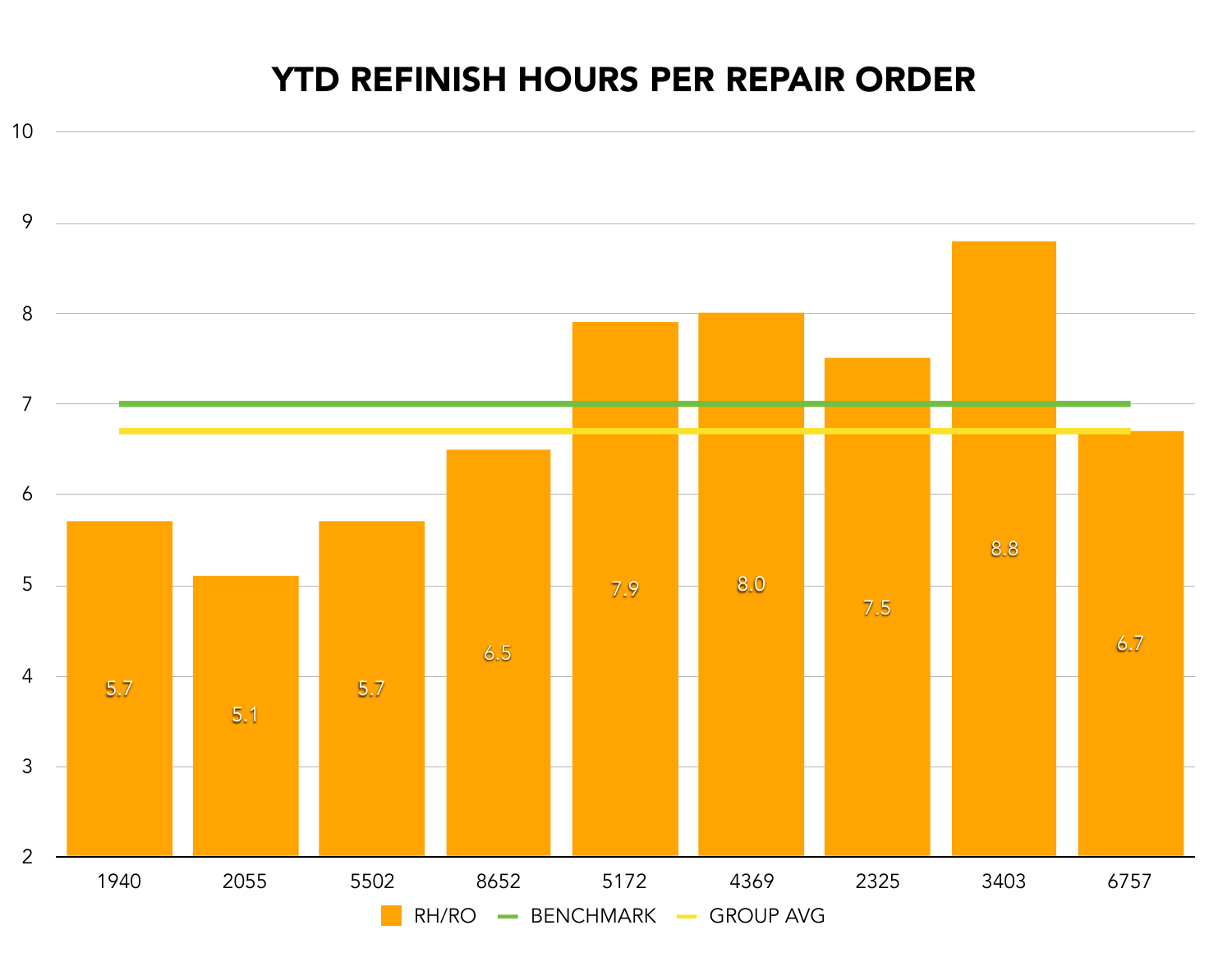# YTD REFINISH HOURS PER REPAIR ORDER

| Shop | RH/RO |
|---|---|
| 1940 | 5.7 |
| 2055 | 5.1 |
| 5502 | 5.7 |
| 8652 | 6.5 |
| 5172 | 7.9 |
| 4369 | 8.0 |
| 2325 | 7.5 |
| 3403 | 8.8 |
| 6757 | 6.7 |

RH/RO — BENCHMARK — GROUP AVG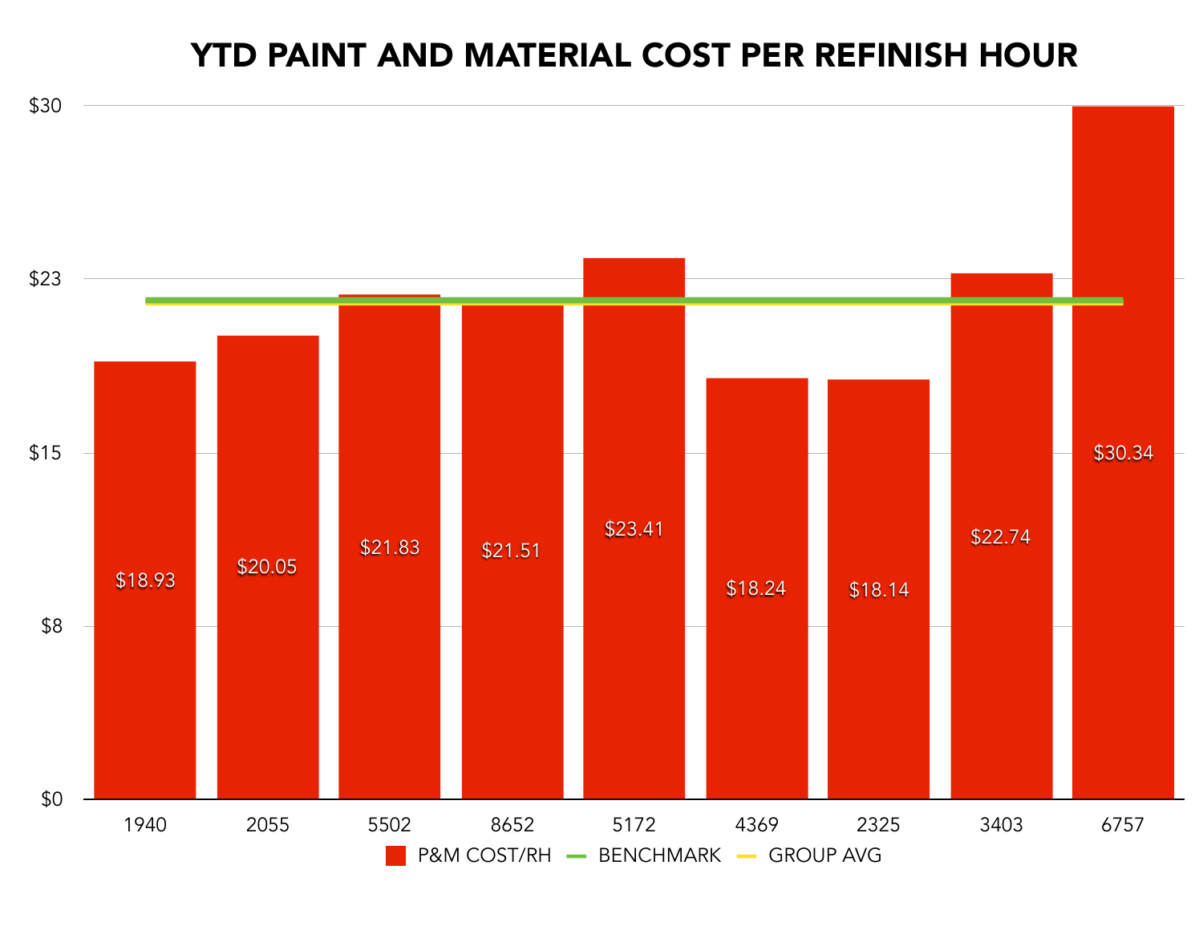# YTD PAINT AND MATERIAL COST PER REFINISH HOUR

| Shop | P&M COST/RH |
|---|---|
| 1940 | $18.93 |
| 2055 | $20.05 |
| 5502 | $21.83 |
| 8652 | $21.51 |
| 5172 | $23.41 |
| 4369 | $18.24 |
| 2325 | $18.14 |
| 3403 | $22.74 |
| 6757 | $30.34 |

Legend: P&M COST/RH, BENCHMARK, GROUP AVG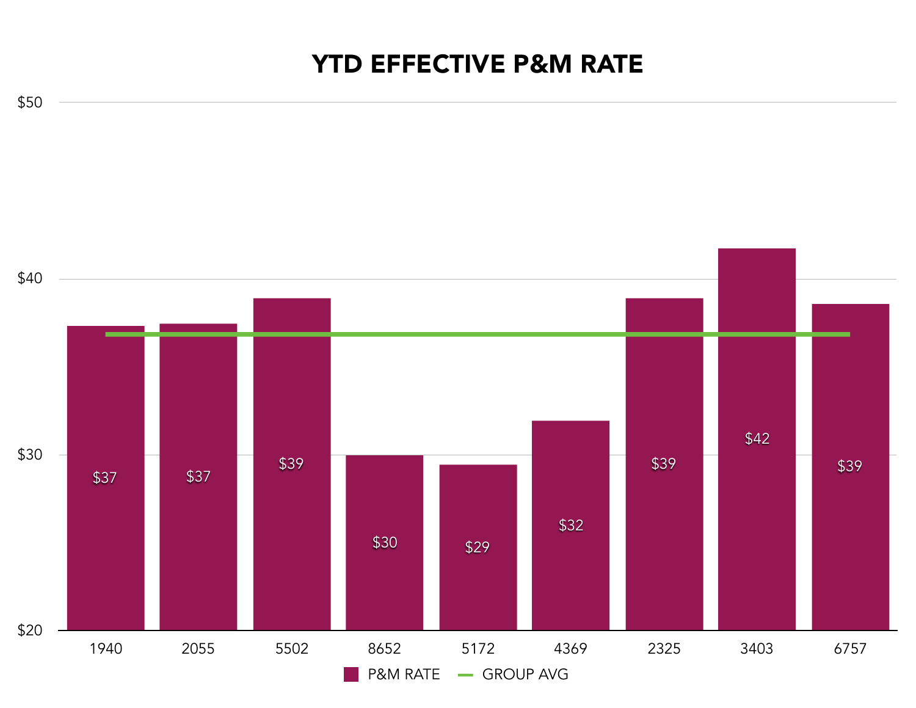# YTD EFFECTIVE P&M RATE

| | P&M RATE |
|---|---|
| 1940 | $37 |
| 2055 | $37 |
| 5502 | $39 |
| 8652 | $30 |
| 5172 | $29 |
| 4369 | $32 |
| 2325 | $39 |
| 3403 | $42 |
| 6757 | $39 |

Legend: P&M RATE, GROUP AVG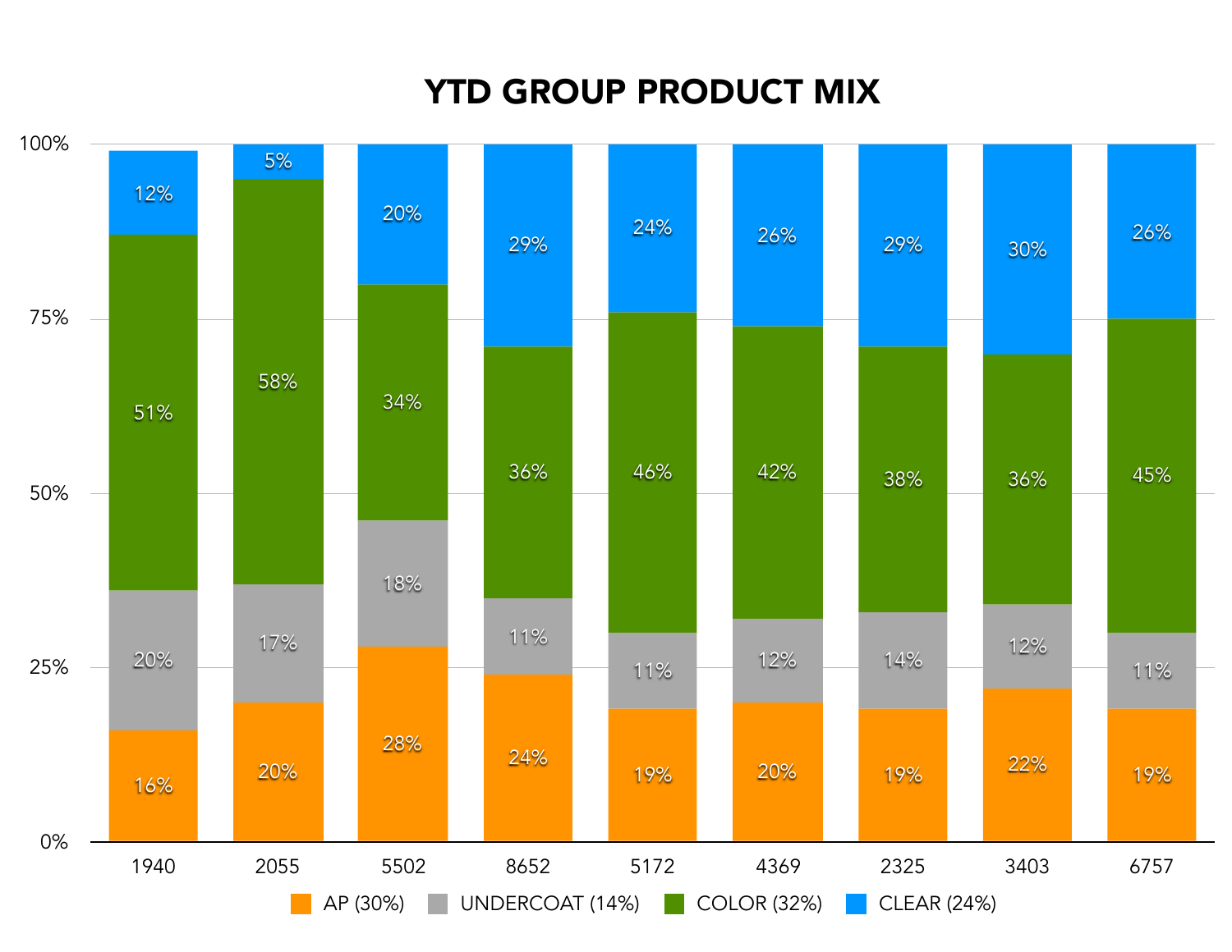# YTD GROUP PRODUCT MIX

| | 1940 | 2055 | 5502 | 8652 | 5172 | 4369 | 2325 | 3403 | 6757 |
|---|---|---|---|---|---|---|---|---|---|
| CLEAR (24%) | 12% | 5% | 20% | 29% | 24% | 26% | 29% | 30% | 26% |
| COLOR (32%) | 51% | 58% | 34% | 36% | 46% | 42% | 38% | 36% | 45% |
| UNDERCOAT (14%) | 20% | 17% | 18% | 11% | 11% | 12% | 14% | 12% | 11% |
| AP (30%) | 16% | 20% | 28% | 24% | 19% | 20% | 19% | 22% | 19% |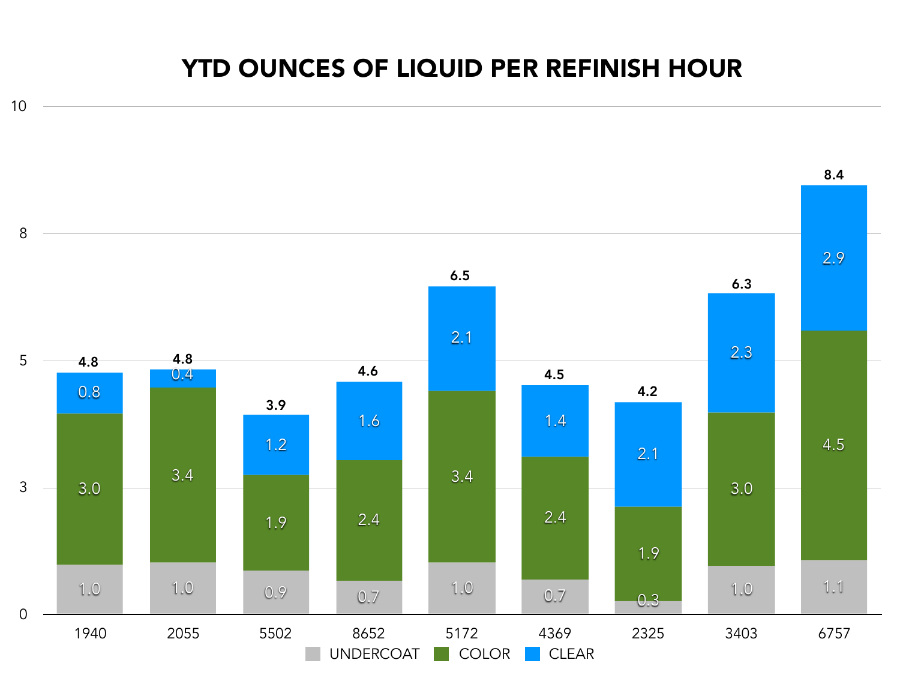# YTD OUNCES OF LIQUID PER REFINISH HOUR

| | 1940 | 2055 | 5502 | 8652 | 5172 | 4369 | 2325 | 3403 | 6757 |
|---|---|---|---|---|---|---|---|---|---|
| UNDERCOAT | 1.0 | 1.0 | 0.9 | 0.7 | 1.0 | 0.7 | 0.3 | 1.0 | 1.1 |
| COLOR | 3.0 | 3.4 | 1.9 | 2.4 | 3.4 | 2.4 | 1.9 | 3.0 | 4.5 |
| CLEAR | 0.8 | 0.4 | 1.2 | 1.6 | 2.1 | 1.4 | 2.1 | 2.3 | 2.9 |
| Total | 4.8 | 4.8 | 3.9 | 4.6 | 6.5 | 4.5 | 4.2 | 6.3 | 8.4 |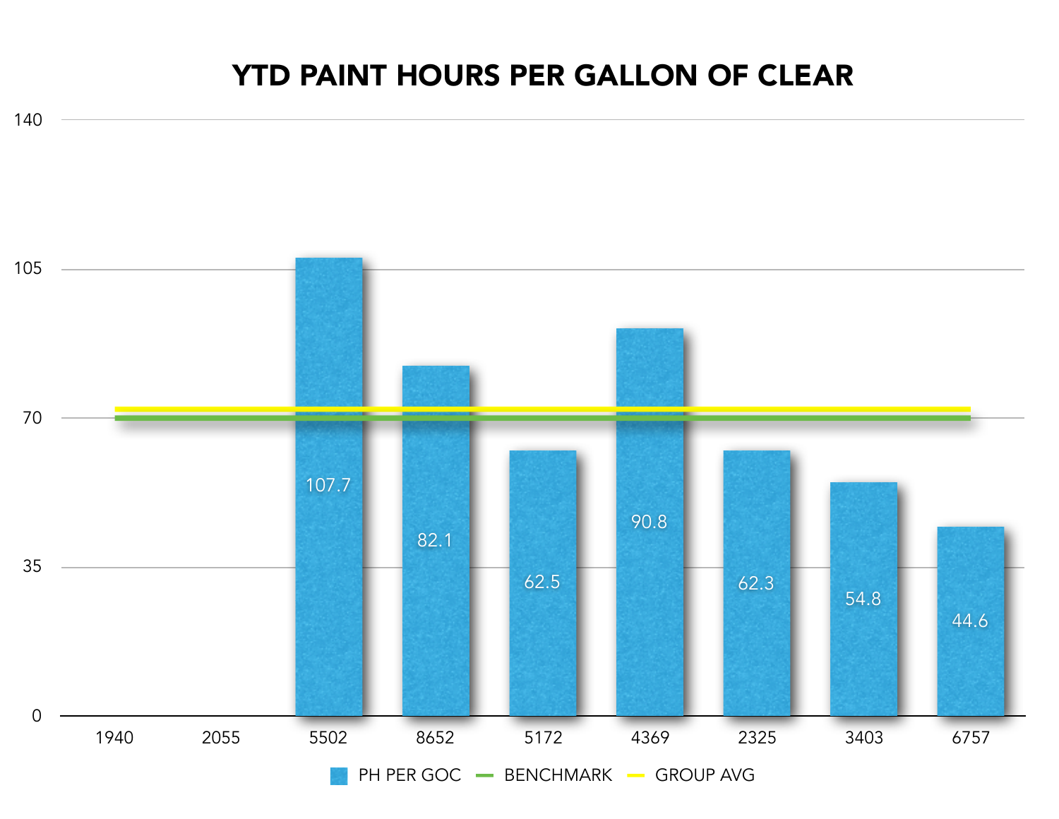# YTD PAINT HOURS PER GALLON OF CLEAR

140

105

70

35

0

107.7

82.1

62.5

90.8

62.3

54.8

44.6

1940 2055 5502 8652 5172 4369 2325 3403 6757

PH PER GOC BENCHMARK GROUP AVG